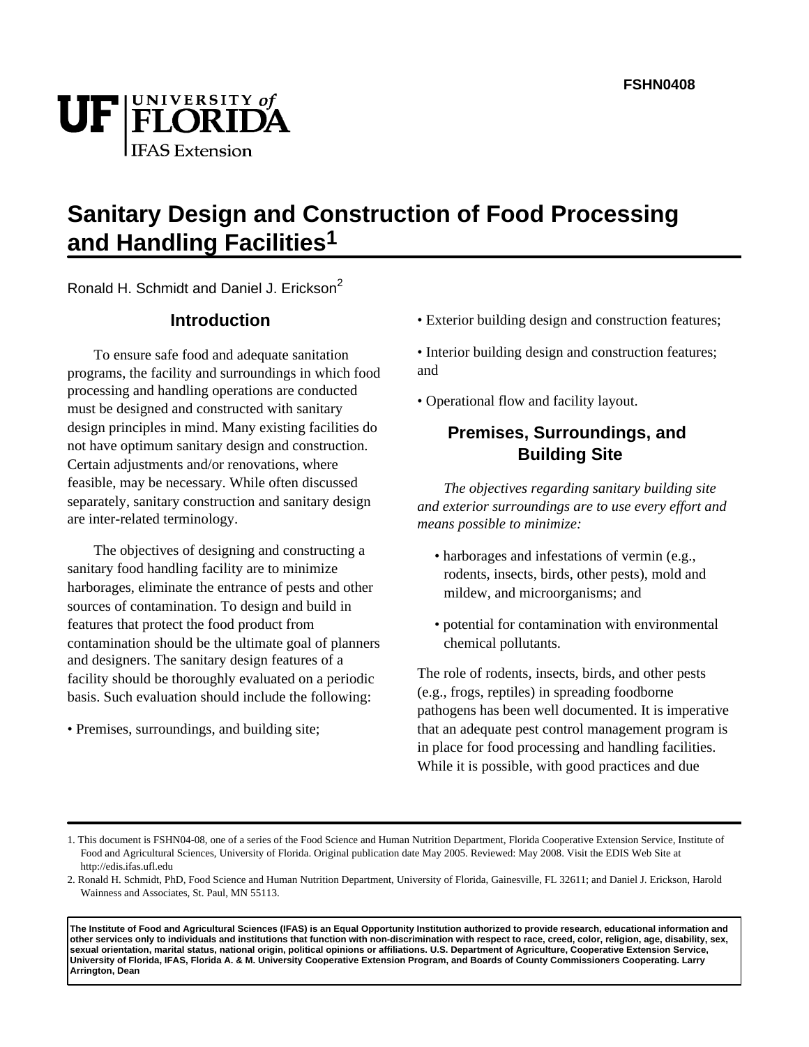FSHN0408

# Sanitary Design and Construction of Food Processing and Handling Facilities[1]

Ronald H. Schmidt and Daniel J. Erickson[2]

## Introduction

To ensure safe food and adequate sanitation programs, the facility and surroundings in which food processing and handling operations are conducted must be designed and constructed with sanitary design principles in mind. Many existing facilities do not have optimum sanitary design and construction. Certain adjustments and/or renovations, where feasible, may be necessary. While often discussed separately, sanitary construction and sanitary design are inter-related terminology.

The objectives of designing and constructing a sanitary food handling facility are to minimize harborages, eliminate the entrance of pests and other sources of contamination. To design and build in features that protect the food product from contamination should be the ultimate goal of planners and designers. The sanitary design features of a facility should be thoroughly evaluated on a periodic basis. Such evaluation should include the following:

- Premises, surroundings, and building site;
- Exterior building design and construction features;
- Interior building design and construction features; and
- Operational flow and facility layout.

## Premises, Surroundings, and Building Site

*The objectives regarding sanitary building site and exterior surroundings are to use every effort and means possible to minimize:*

- harborages and infestations of vermin (e.g., rodents, insects, birds, other pests), mold and mildew, and microorganisms; and
- potential for contamination with environmental chemical pollutants.

The role of rodents, insects, birds, and other pests (e.g., frogs, reptiles) in spreading foodborne pathogens has been well documented. It is imperative that an adequate pest control management program is in place for food processing and handling facilities. While it is possible, with good practices and due

1. This document is FSHN04-08, one of a series of the Food Science and Human Nutrition Department, Florida Cooperative Extension Service, Institute of Food and Agricultural Sciences, University of Florida. Original publication date May 2005. Reviewed: May 2008. Visit the EDIS Web Site at http://edis.ifas.ufl.edu

2. Ronald H. Schmidt, PhD, Food Science and Human Nutrition Department, University of Florida, Gainesville, FL 32611; and Daniel J. Erickson, Harold Wainness and Associates, St. Paul, MN 55113.

**The Institute of Food and Agricultural Sciences (IFAS) is an Equal Opportunity Institution authorized to provide research, educational information and other services only to individuals and institutions that function with non-discrimination with respect to race, creed, color, religion, age, disability, sex, sexual orientation, marital status, national origin, political opinions or affiliations. U.S. Department of Agriculture, Cooperative Extension Service, University of Florida, IFAS, Florida A. & M. University Cooperative Extension Program, and Boards of County Commissioners Cooperating. Larry Arrington, Dean**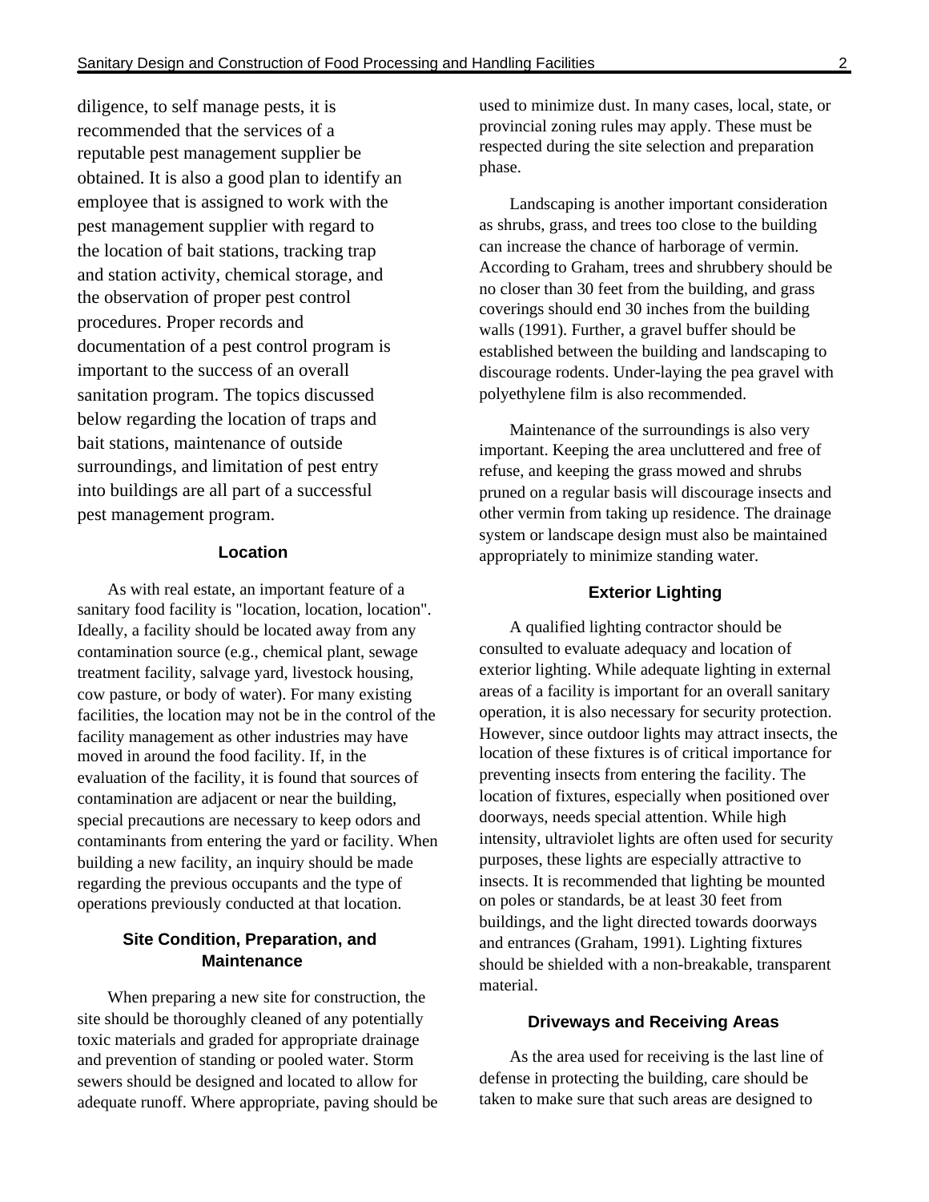diligence, to self manage pests, it is recommended that the services of a reputable pest management supplier be obtained. It is also a good plan to identify an employee that is assigned to work with the pest management supplier with regard to the location of bait stations, tracking trap and station activity, chemical storage, and the observation of proper pest control procedures. Proper records and documentation of a pest control program is important to the success of an overall sanitation program. The topics discussed below regarding the location of traps and bait stations, maintenance of outside surroundings, and limitation of pest entry into buildings are all part of a successful pest management program.

### Location

As with real estate, an important feature of a sanitary food facility is "location, location, location". Ideally, a facility should be located away from any contamination source (e.g., chemical plant, sewage treatment facility, salvage yard, livestock housing, cow pasture, or body of water). For many existing facilities, the location may not be in the control of the facility management as other industries may have moved in around the food facility. If, in the evaluation of the facility, it is found that sources of contamination are adjacent or near the building, special precautions are necessary to keep odors and contaminants from entering the yard or facility. When building a new facility, an inquiry should be made regarding the previous occupants and the type of operations previously conducted at that location.

### Site Condition, Preparation, and Maintenance

When preparing a new site for construction, the site should be thoroughly cleaned of any potentially toxic materials and graded for appropriate drainage and prevention of standing or pooled water. Storm sewers should be designed and located to allow for adequate runoff. Where appropriate, paving should be used to minimize dust. In many cases, local, state, or provincial zoning rules may apply. These must be respected during the site selection and preparation phase.

Landscaping is another important consideration as shrubs, grass, and trees too close to the building can increase the chance of harborage of vermin. According to Graham, trees and shrubbery should be no closer than 30 feet from the building, and grass coverings should end 30 inches from the building walls (1991). Further, a gravel buffer should be established between the building and landscaping to discourage rodents. Under-laying the pea gravel with polyethylene film is also recommended.

Maintenance of the surroundings is also very important. Keeping the area uncluttered and free of refuse, and keeping the grass mowed and shrubs pruned on a regular basis will discourage insects and other vermin from taking up residence. The drainage system or landscape design must also be maintained appropriately to minimize standing water.

### Exterior Lighting

A qualified lighting contractor should be consulted to evaluate adequacy and location of exterior lighting. While adequate lighting in external areas of a facility is important for an overall sanitary operation, it is also necessary for security protection. However, since outdoor lights may attract insects, the location of these fixtures is of critical importance for preventing insects from entering the facility. The location of fixtures, especially when positioned over doorways, needs special attention. While high intensity, ultraviolet lights are often used for security purposes, these lights are especially attractive to insects. It is recommended that lighting be mounted on poles or standards, be at least 30 feet from buildings, and the light directed towards doorways and entrances (Graham, 1991). Lighting fixtures should be shielded with a non-breakable, transparent material.

### Driveways and Receiving Areas

As the area used for receiving is the last line of defense in protecting the building, care should be taken to make sure that such areas are designed to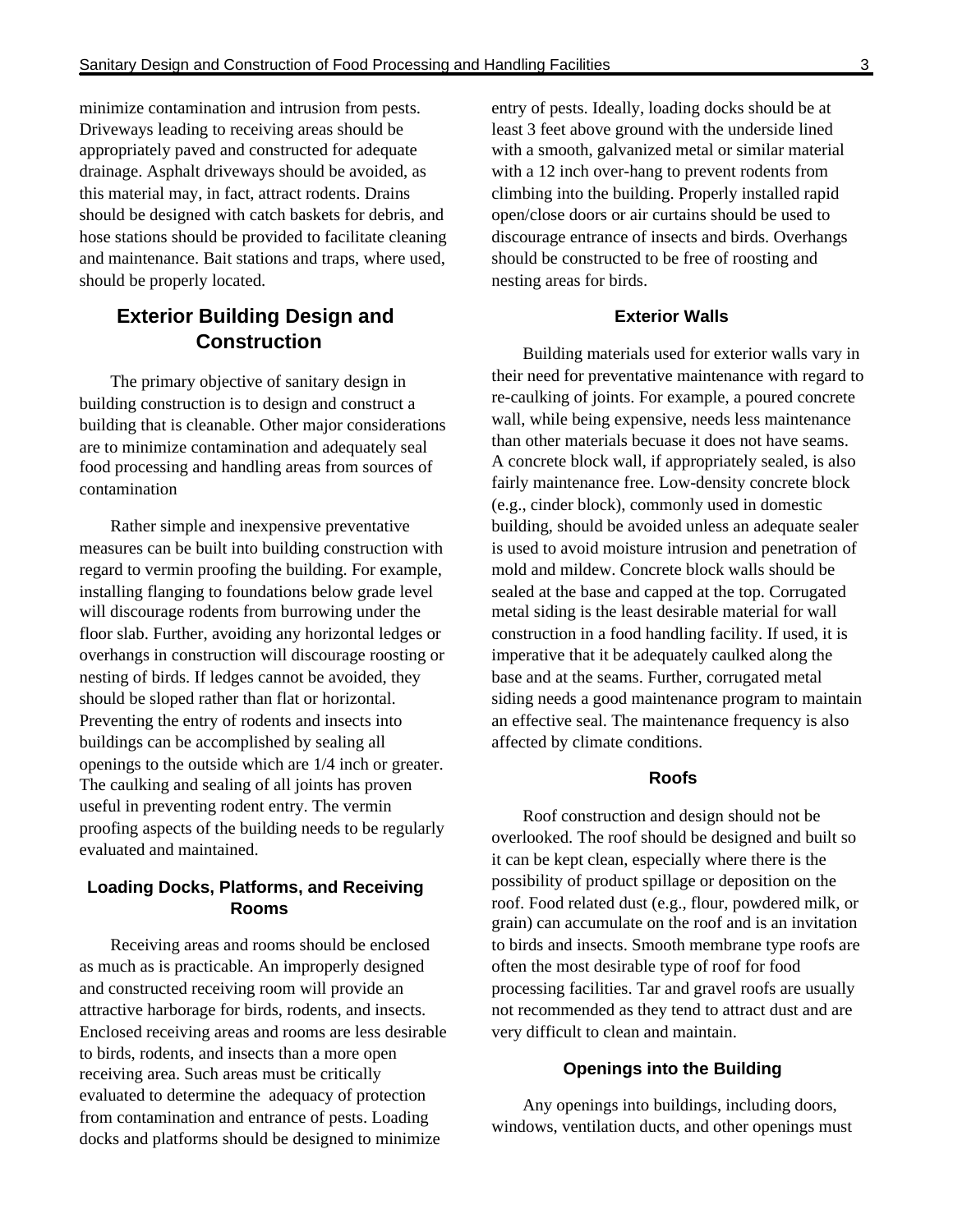minimize contamination and intrusion from pests. Driveways leading to receiving areas should be appropriately paved and constructed for adequate drainage. Asphalt driveways should be avoided, as this material may, in fact, attract rodents. Drains should be designed with catch baskets for debris, and hose stations should be provided to facilitate cleaning and maintenance. Bait stations and traps, where used, should be properly located.

## Exterior Building Design and Construction

The primary objective of sanitary design in building construction is to design and construct a building that is cleanable. Other major considerations are to minimize contamination and adequately seal food processing and handling areas from sources of contamination

Rather simple and inexpensive preventative measures can be built into building construction with regard to vermin proofing the building. For example, installing flanging to foundations below grade level will discourage rodents from burrowing under the floor slab. Further, avoiding any horizontal ledges or overhangs in construction will discourage roosting or nesting of birds. If ledges cannot be avoided, they should be sloped rather than flat or horizontal. Preventing the entry of rodents and insects into buildings can be accomplished by sealing all openings to the outside which are 1/4 inch or greater. The caulking and sealing of all joints has proven useful in preventing rodent entry. The vermin proofing aspects of the building needs to be regularly evaluated and maintained.

### Loading Docks, Platforms, and Receiving Rooms

Receiving areas and rooms should be enclosed as much as is practicable. An improperly designed and constructed receiving room will provide an attractive harborage for birds, rodents, and insects. Enclosed receiving areas and rooms are less desirable to birds, rodents, and insects than a more open receiving area. Such areas must be critically evaluated to determine the adequacy of protection from contamination and entrance of pests. Loading docks and platforms should be designed to minimize entry of pests. Ideally, loading docks should be at least 3 feet above ground with the underside lined with a smooth, galvanized metal or similar material with a 12 inch over-hang to prevent rodents from climbing into the building. Properly installed rapid open/close doors or air curtains should be used to discourage entrance of insects and birds. Overhangs should be constructed to be free of roosting and nesting areas for birds.

### Exterior Walls

Building materials used for exterior walls vary in their need for preventative maintenance with regard to re-caulking of joints. For example, a poured concrete wall, while being expensive, needs less maintenance than other materials becuase it does not have seams. A concrete block wall, if appropriately sealed, is also fairly maintenance free. Low-density concrete block (e.g., cinder block), commonly used in domestic building, should be avoided unless an adequate sealer is used to avoid moisture intrusion and penetration of mold and mildew. Concrete block walls should be sealed at the base and capped at the top. Corrugated metal siding is the least desirable material for wall construction in a food handling facility. If used, it is imperative that it be adequately caulked along the base and at the seams. Further, corrugated metal siding needs a good maintenance program to maintain an effective seal. The maintenance frequency is also affected by climate conditions.

### Roofs

Roof construction and design should not be overlooked. The roof should be designed and built so it can be kept clean, especially where there is the possibility of product spillage or deposition on the roof. Food related dust (e.g., flour, powdered milk, or grain) can accumulate on the roof and is an invitation to birds and insects. Smooth membrane type roofs are often the most desirable type of roof for food processing facilities. Tar and gravel roofs are usually not recommended as they tend to attract dust and are very difficult to clean and maintain.

### Openings into the Building

Any openings into buildings, including doors, windows, ventilation ducts, and other openings must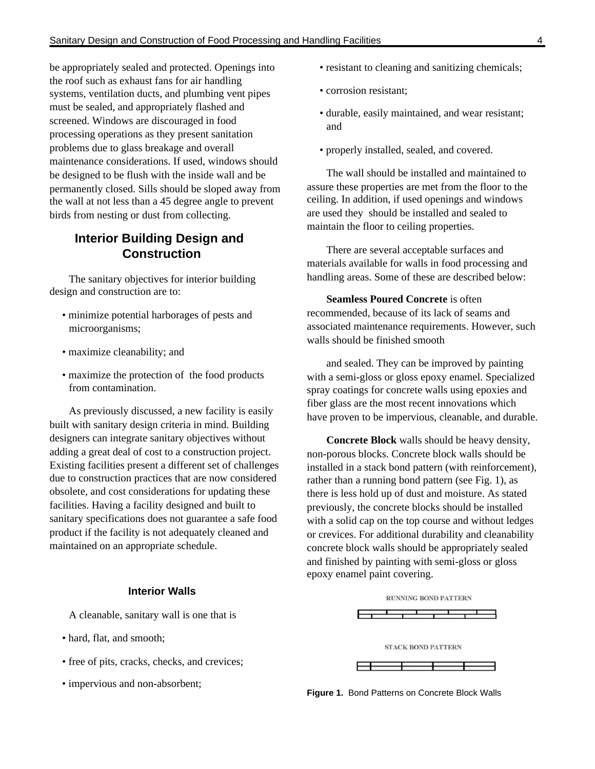be appropriately sealed and protected. Openings into the roof such as exhaust fans for air handling systems, ventilation ducts, and plumbing vent pipes must be sealed, and appropriately flashed and screened. Windows are discouraged in food processing operations as they present sanitation problems due to glass breakage and overall maintenance considerations. If used, windows should be designed to be flush with the inside wall and be permanently closed. Sills should be sloped away from the wall at not less than a 45 degree angle to prevent birds from nesting or dust from collecting.

## Interior Building Design and Construction

The sanitary objectives for interior building design and construction are to:

- minimize potential harborages of pests and microorganisms;
- maximize cleanability; and
- maximize the protection of the food products from contamination.

As previously discussed, a new facility is easily built with sanitary design criteria in mind. Building designers can integrate sanitary objectives without adding a great deal of cost to a construction project. Existing facilities present a different set of challenges due to construction practices that are now considered obsolete, and cost considerations for updating these facilities. Having a facility designed and built to sanitary specifications does not guarantee a safe food product if the facility is not adequately cleaned and maintained on an appropriate schedule.

### Interior Walls

A cleanable, sanitary wall is one that is

- hard, flat, and smooth;
- free of pits, cracks, checks, and crevices;
- impervious and non-absorbent;
- resistant to cleaning and sanitizing chemicals;
- corrosion resistant;
- durable, easily maintained, and wear resistant; and
- properly installed, sealed, and covered.

The wall should be installed and maintained to assure these properties are met from the floor to the ceiling. In addition, if used openings and windows are used they should be installed and sealed to maintain the floor to ceiling properties.

There are several acceptable surfaces and materials available for walls in food processing and handling areas. Some of these are described below:

**Seamless Poured Concrete** is often recommended, because of its lack of seams and associated maintenance requirements. However, such walls should be finished smooth and sealed. They can be improved by painting with a semi-gloss or gloss epoxy enamel. Specialized spray coatings for concrete walls using epoxies and fiber glass are the most recent innovations which have proven to be impervious, cleanable, and durable.

**Concrete Block** walls should be heavy density, non-porous blocks. Concrete block walls should be installed in a stack bond pattern (with reinforcement), rather than a running bond pattern (see Fig. 1), as there is less hold up of dust and moisture. As stated previously, the concrete blocks should be installed with a solid cap on the top course and without ledges or crevices. For additional durability and cleanability concrete block walls should be appropriately sealed and finished by painting with semi-gloss or gloss epoxy enamel paint covering.

RUNNING BOND PATTERN

STACK BOND PATTERN

**Figure 1.** Bond Patterns on Concrete Block Walls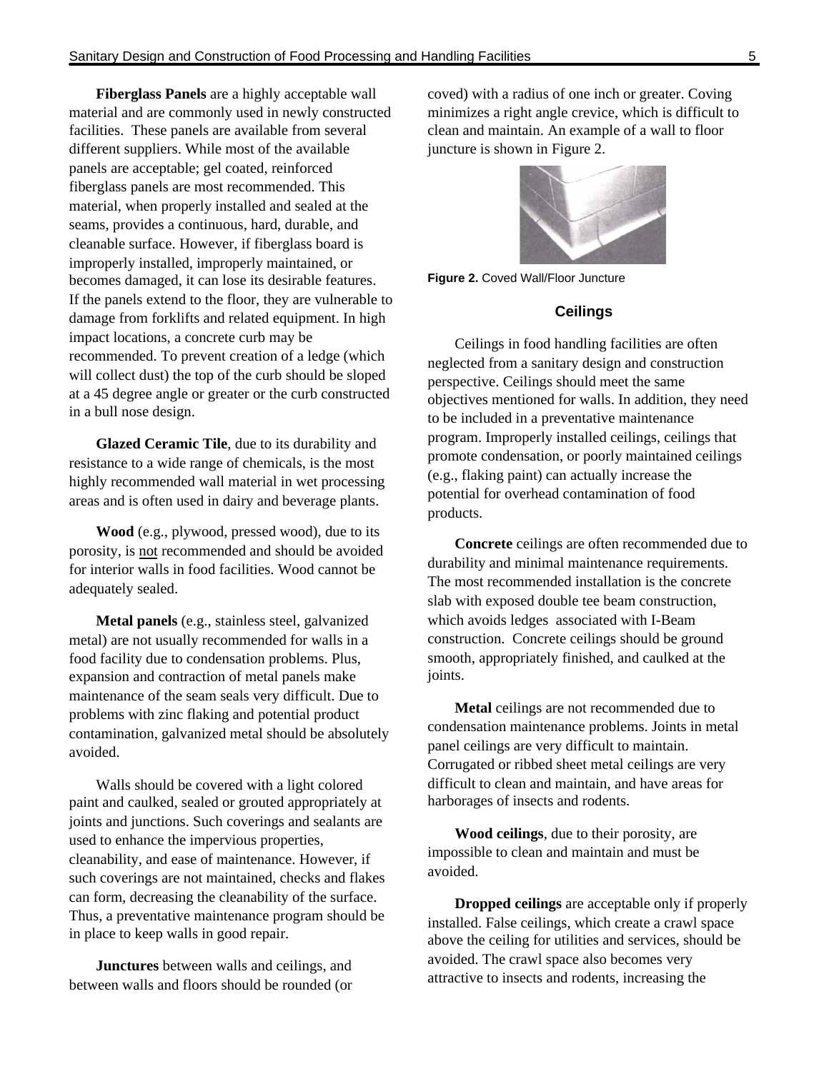**Fiberglass Panels** are a highly acceptable wall material and are commonly used in newly constructed facilities. These panels are available from several different suppliers. While most of the available panels are acceptable; gel coated, reinforced fiberglass panels are most recommended. This material, when properly installed and sealed at the seams, provides a continuous, hard, durable, and cleanable surface. However, if fiberglass board is improperly installed, improperly maintained, or becomes damaged, it can lose its desirable features. If the panels extend to the floor, they are vulnerable to damage from forklifts and related equipment. In high impact locations, a concrete curb may be recommended. To prevent creation of a ledge (which will collect dust) the top of the curb should be sloped at a 45 degree angle or greater or the curb constructed in a bull nose design.

**Glazed Ceramic Tile**, due to its durability and resistance to a wide range of chemicals, is the most highly recommended wall material in wet processing areas and is often used in dairy and beverage plants.

**Wood** (e.g., plywood, pressed wood), due to its porosity, is not recommended and should be avoided for interior walls in food facilities. Wood cannot be adequately sealed.

**Metal panels** (e.g., stainless steel, galvanized metal) are not usually recommended for walls in a food facility due to condensation problems. Plus, expansion and contraction of metal panels make maintenance of the seam seals very difficult. Due to problems with zinc flaking and potential product contamination, galvanized metal should be absolutely avoided.

Walls should be covered with a light colored paint and caulked, sealed or grouted appropriately at joints and junctions. Such coverings and sealants are used to enhance the impervious properties, cleanability, and ease of maintenance. However, if such coverings are not maintained, checks and flakes can form, decreasing the cleanability of the surface. Thus, a preventative maintenance program should be in place to keep walls in good repair.

**Junctures** between walls and ceilings, and between walls and floors should be rounded (or coved) with a radius of one inch or greater. Coving minimizes a right angle crevice, which is difficult to clean and maintain. An example of a wall to floor juncture is shown in Figure 2.

**Figure 2.** Coved Wall/Floor Juncture

## Ceilings

Ceilings in food handling facilities are often neglected from a sanitary design and construction perspective. Ceilings should meet the same objectives mentioned for walls. In addition, they need to be included in a preventative maintenance program. Improperly installed ceilings, ceilings that promote condensation, or poorly maintained ceilings (e.g., flaking paint) can actually increase the potential for overhead contamination of food products.

**Concrete** ceilings are often recommended due to durability and minimal maintenance requirements. The most recommended installation is the concrete slab with exposed double tee beam construction, which avoids ledges associated with I-Beam construction. Concrete ceilings should be ground smooth, appropriately finished, and caulked at the joints.

**Metal** ceilings are not recommended due to condensation maintenance problems. Joints in metal panel ceilings are very difficult to maintain. Corrugated or ribbed sheet metal ceilings are very difficult to clean and maintain, and have areas for harborages of insects and rodents.

**Wood ceilings**, due to their porosity, are impossible to clean and maintain and must be avoided.

**Dropped ceilings** are acceptable only if properly installed. False ceilings, which create a crawl space above the ceiling for utilities and services, should be avoided. The crawl space also becomes very attractive to insects and rodents, increasing the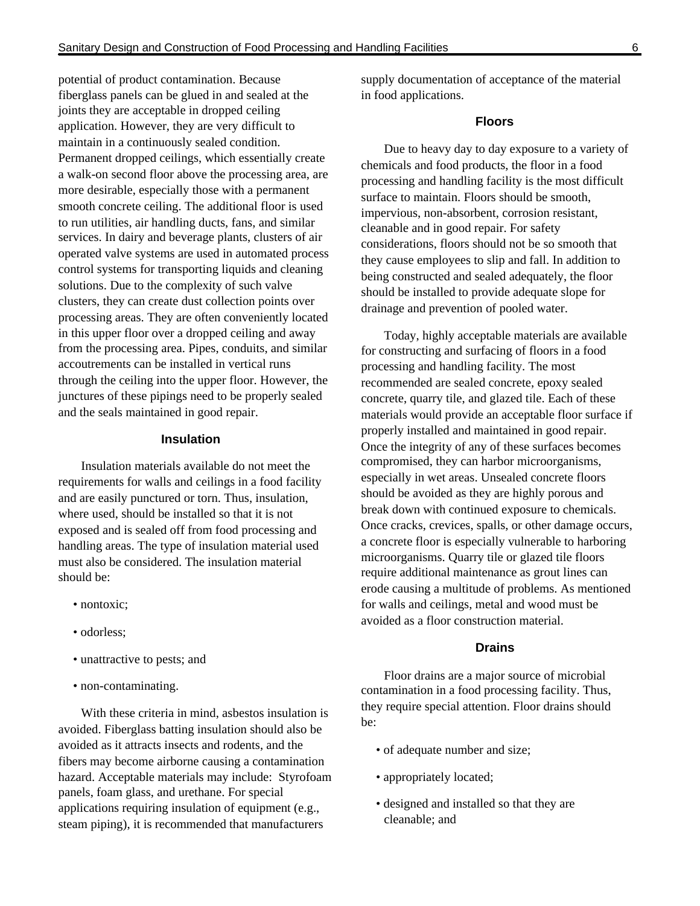potential of product contamination. Because fiberglass panels can be glued in and sealed at the joints they are acceptable in dropped ceiling application. However, they are very difficult to maintain in a continuously sealed condition. Permanent dropped ceilings, which essentially create a walk-on second floor above the processing area, are more desirable, especially those with a permanent smooth concrete ceiling. The additional floor is used to run utilities, air handling ducts, fans, and similar services. In dairy and beverage plants, clusters of air operated valve systems are used in automated process control systems for transporting liquids and cleaning solutions. Due to the complexity of such valve clusters, they can create dust collection points over processing areas. They are often conveniently located in this upper floor over a dropped ceiling and away from the processing area. Pipes, conduits, and similar accoutrements can be installed in vertical runs through the ceiling into the upper floor. However, the junctures of these pipings need to be properly sealed and the seals maintained in good repair.

### Insulation

Insulation materials available do not meet the requirements for walls and ceilings in a food facility and are easily punctured or torn. Thus, insulation, where used, should be installed so that it is not exposed and is sealed off from food processing and handling areas. The type of insulation material used must also be considered. The insulation material should be:

- nontoxic;
- odorless;
- unattractive to pests; and
- non-contaminating.

With these criteria in mind, asbestos insulation is avoided. Fiberglass batting insulation should also be avoided as it attracts insects and rodents, and the fibers may become airborne causing a contamination hazard. Acceptable materials may include: Styrofoam panels, foam glass, and urethane. For special applications requiring insulation of equipment (e.g., steam piping), it is recommended that manufacturers supply documentation of acceptance of the material in food applications.

### Floors

Due to heavy day to day exposure to a variety of chemicals and food products, the floor in a food processing and handling facility is the most difficult surface to maintain. Floors should be smooth, impervious, non-absorbent, corrosion resistant, cleanable and in good repair. For safety considerations, floors should not be so smooth that they cause employees to slip and fall. In addition to being constructed and sealed adequately, the floor should be installed to provide adequate slope for drainage and prevention of pooled water.

Today, highly acceptable materials are available for constructing and surfacing of floors in a food processing and handling facility. The most recommended are sealed concrete, epoxy sealed concrete, quarry tile, and glazed tile. Each of these materials would provide an acceptable floor surface if properly installed and maintained in good repair. Once the integrity of any of these surfaces becomes compromised, they can harbor microorganisms, especially in wet areas. Unsealed concrete floors should be avoided as they are highly porous and break down with continued exposure to chemicals. Once cracks, crevices, spalls, or other damage occurs, a concrete floor is especially vulnerable to harboring microorganisms. Quarry tile or glazed tile floors require additional maintenance as grout lines can erode causing a multitude of problems. As mentioned for walls and ceilings, metal and wood must be avoided as a floor construction material.

### Drains

Floor drains are a major source of microbial contamination in a food processing facility. Thus, they require special attention. Floor drains should be:

- of adequate number and size;
- appropriately located;
- designed and installed so that they are cleanable; and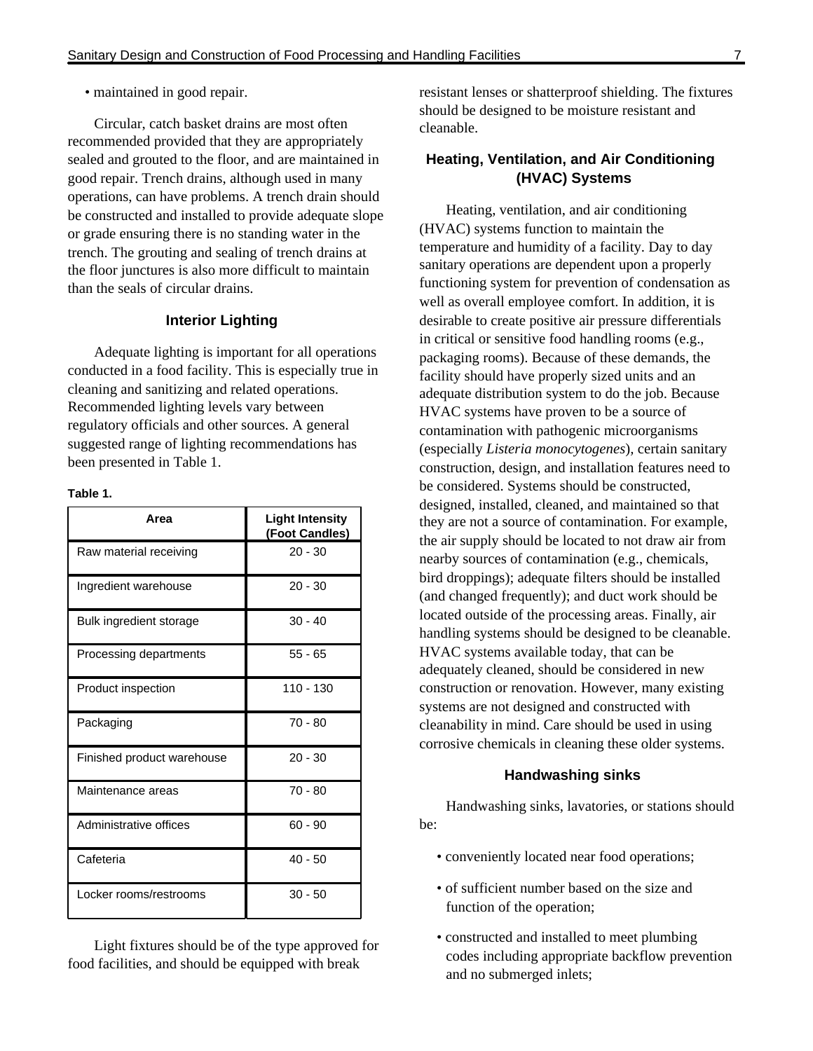- maintained in good repair.

Circular, catch basket drains are most often recommended provided that they are appropriately sealed and grouted to the floor, and are maintained in good repair. Trench drains, although used in many operations, can have problems. A trench drain should be constructed and installed to provide adequate slope or grade ensuring there is no standing water in the trench. The grouting and sealing of trench drains at the floor junctures is also more difficult to maintain than the seals of circular drains.

### Interior Lighting

Adequate lighting is important for all operations conducted in a food facility. This is especially true in cleaning and sanitizing and related operations. Recommended lighting levels vary between regulatory officials and other sources. A general suggested range of lighting recommendations has been presented in Table 1.

**Table 1.**

| Area | Light Intensity (Foot Candles) |
|---|---|
| Raw material receiving | 20 - 30 |
| Ingredient warehouse | 20 - 30 |
| Bulk ingredient storage | 30 - 40 |
| Processing departments | 55 - 65 |
| Product inspection | 110 - 130 |
| Packaging | 70 - 80 |
| Finished product warehouse | 20 - 30 |
| Maintenance areas | 70 - 80 |
| Administrative offices | 60 - 90 |
| Cafeteria | 40 - 50 |
| Locker rooms/restrooms | 30 - 50 |

Light fixtures should be of the type approved for food facilities, and should be equipped with break resistant lenses or shatterproof shielding. The fixtures should be designed to be moisture resistant and cleanable.

### Heating, Ventilation, and Air Conditioning (HVAC) Systems

Heating, ventilation, and air conditioning (HVAC) systems function to maintain the temperature and humidity of a facility. Day to day sanitary operations are dependent upon a properly functioning system for prevention of condensation as well as overall employee comfort. In addition, it is desirable to create positive air pressure differentials in critical or sensitive food handling rooms (e.g., packaging rooms). Because of these demands, the facility should have properly sized units and an adequate distribution system to do the job. Because HVAC systems have proven to be a source of contamination with pathogenic microorganisms (especially *Listeria monocytogenes*), certain sanitary construction, design, and installation features need to be considered. Systems should be constructed, designed, installed, cleaned, and maintained so that they are not a source of contamination. For example, the air supply should be located to not draw air from nearby sources of contamination (e.g., chemicals, bird droppings); adequate filters should be installed (and changed frequently); and duct work should be located outside of the processing areas. Finally, air handling systems should be designed to be cleanable. HVAC systems available today, that can be adequately cleaned, should be considered in new construction or renovation. However, many existing systems are not designed and constructed with cleanability in mind. Care should be used in using corrosive chemicals in cleaning these older systems.

### Handwashing sinks

Handwashing sinks, lavatories, or stations should be:

- conveniently located near food operations;
- of sufficient number based on the size and function of the operation;
- constructed and installed to meet plumbing codes including appropriate backflow prevention and no submerged inlets;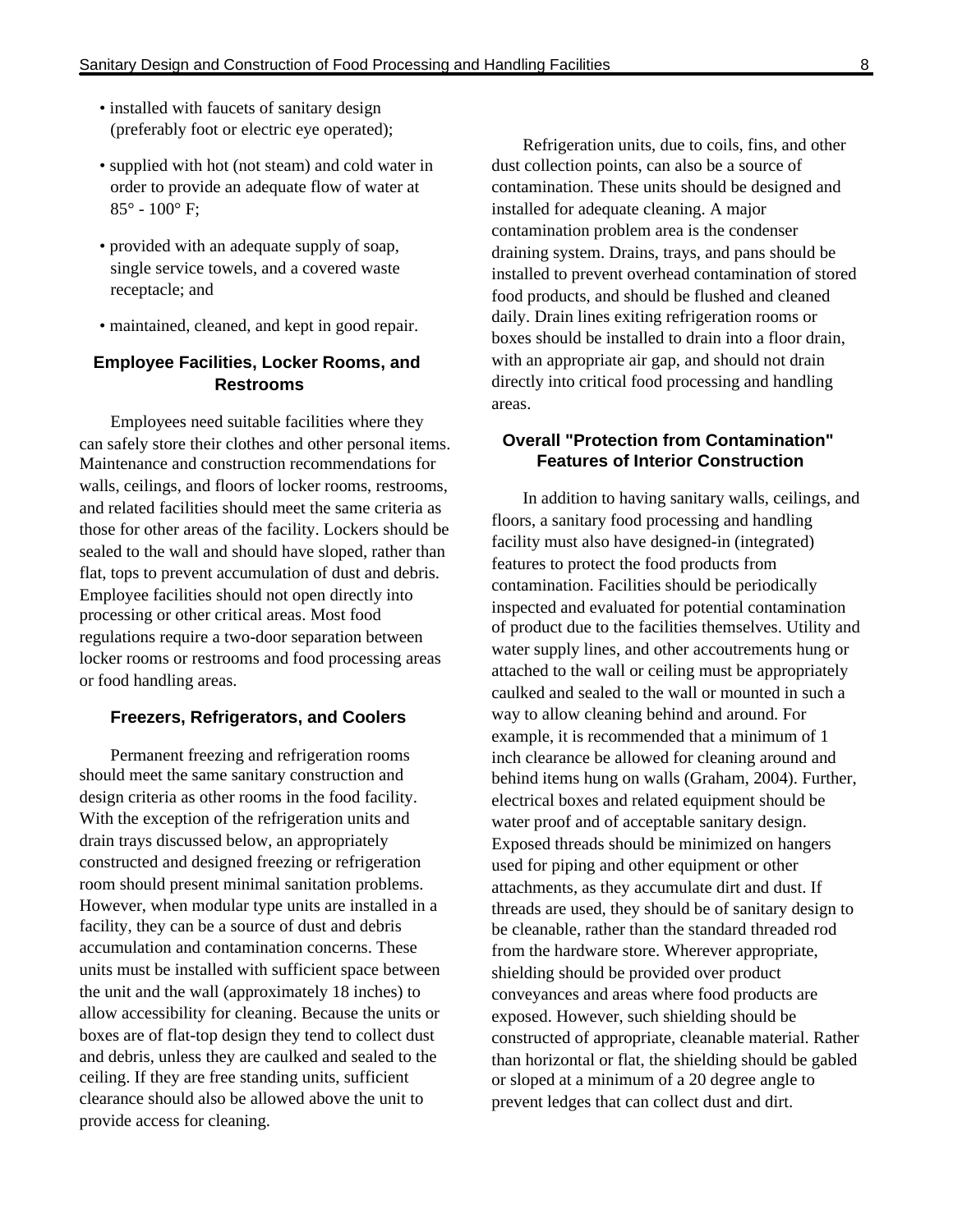- installed with faucets of sanitary design (preferably foot or electric eye operated);
- supplied with hot (not steam) and cold water in order to provide an adequate flow of water at 85° - 100° F;
- provided with an adequate supply of soap, single service towels, and a covered waste receptacle; and
- maintained, cleaned, and kept in good repair.

### Employee Facilities, Locker Rooms, and Restrooms

Employees need suitable facilities where they can safely store their clothes and other personal items. Maintenance and construction recommendations for walls, ceilings, and floors of locker rooms, restrooms, and related facilities should meet the same criteria as those for other areas of the facility. Lockers should be sealed to the wall and should have sloped, rather than flat, tops to prevent accumulation of dust and debris. Employee facilities should not open directly into processing or other critical areas. Most food regulations require a two-door separation between locker rooms or restrooms and food processing areas or food handling areas.

### Freezers, Refrigerators, and Coolers

Permanent freezing and refrigeration rooms should meet the same sanitary construction and design criteria as other rooms in the food facility. With the exception of the refrigeration units and drain trays discussed below, an appropriately constructed and designed freezing or refrigeration room should present minimal sanitation problems. However, when modular type units are installed in a facility, they can be a source of dust and debris accumulation and contamination concerns. These units must be installed with sufficient space between the unit and the wall (approximately 18 inches) to allow accessibility for cleaning. Because the units or boxes are of flat-top design they tend to collect dust and debris, unless they are caulked and sealed to the ceiling. If they are free standing units, sufficient clearance should also be allowed above the unit to provide access for cleaning.

Refrigeration units, due to coils, fins, and other dust collection points, can also be a source of contamination. These units should be designed and installed for adequate cleaning. A major contamination problem area is the condenser draining system. Drains, trays, and pans should be installed to prevent overhead contamination of stored food products, and should be flushed and cleaned daily. Drain lines exiting refrigeration rooms or boxes should be installed to drain into a floor drain, with an appropriate air gap, and should not drain directly into critical food processing and handling areas.

### Overall "Protection from Contamination" Features of Interior Construction

In addition to having sanitary walls, ceilings, and floors, a sanitary food processing and handling facility must also have designed-in (integrated) features to protect the food products from contamination. Facilities should be periodically inspected and evaluated for potential contamination of product due to the facilities themselves. Utility and water supply lines, and other accoutrements hung or attached to the wall or ceiling must be appropriately caulked and sealed to the wall or mounted in such a way to allow cleaning behind and around. For example, it is recommended that a minimum of 1 inch clearance be allowed for cleaning around and behind items hung on walls (Graham, 2004). Further, electrical boxes and related equipment should be water proof and of acceptable sanitary design. Exposed threads should be minimized on hangers used for piping and other equipment or other attachments, as they accumulate dirt and dust. If threads are used, they should be of sanitary design to be cleanable, rather than the standard threaded rod from the hardware store. Wherever appropriate, shielding should be provided over product conveyances and areas where food products are exposed. However, such shielding should be constructed of appropriate, cleanable material. Rather than horizontal or flat, the shielding should be gabled or sloped at a minimum of a 20 degree angle to prevent ledges that can collect dust and dirt.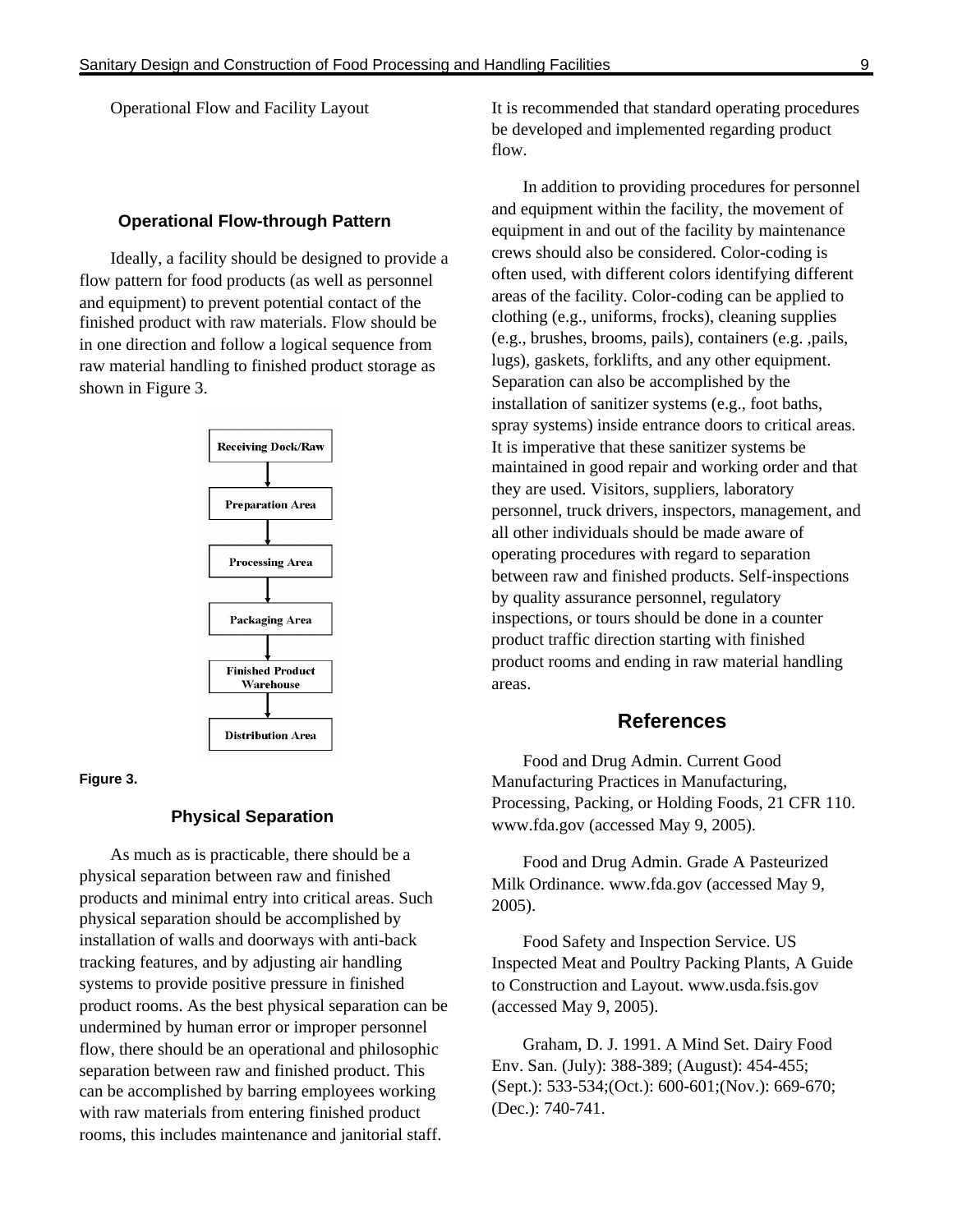Operational Flow and Facility Layout

### Operational Flow-through Pattern

Ideally, a facility should be designed to provide a flow pattern for food products (as well as personnel and equipment) to prevent potential contact of the finished product with raw materials. Flow should be in one direction and follow a logical sequence from raw material handling to finished product storage as shown in Figure 3.

Receiving Dock/Raw → Preparation Area → Processing Area → Packaging Area → Finished Product Warehouse → Distribution Area

**Figure 3.**

### Physical Separation

As much as is practicable, there should be a physical separation between raw and finished products and minimal entry into critical areas. Such physical separation should be accomplished by installation of walls and doorways with anti-back tracking features, and by adjusting air handling systems to provide positive pressure in finished product rooms. As the best physical separation can be undermined by human error or improper personnel flow, there should be an operational and philosophic separation between raw and finished product. This can be accomplished by barring employees working with raw materials from entering finished product rooms, this includes maintenance and janitorial staff. It is recommended that standard operating procedures be developed and implemented regarding product flow.

In addition to providing procedures for personnel and equipment within the facility, the movement of equipment in and out of the facility by maintenance crews should also be considered. Color-coding is often used, with different colors identifying different areas of the facility. Color-coding can be applied to clothing (e.g., uniforms, frocks), cleaning supplies (e.g., brushes, brooms, pails), containers (e.g. ,pails, lugs), gaskets, forklifts, and any other equipment. Separation can also be accomplished by the installation of sanitizer systems (e.g., foot baths, spray systems) inside entrance doors to critical areas. It is imperative that these sanitizer systems be maintained in good repair and working order and that they are used. Visitors, suppliers, laboratory personnel, truck drivers, inspectors, management, and all other individuals should be made aware of operating procedures with regard to separation between raw and finished products. Self-inspections by quality assurance personnel, regulatory inspections, or tours should be done in a counter product traffic direction starting with finished product rooms and ending in raw material handling areas.

## References

Food and Drug Admin. Current Good Manufacturing Practices in Manufacturing, Processing, Packing, or Holding Foods, 21 CFR 110. www.fda.gov (accessed May 9, 2005).

Food and Drug Admin. Grade A Pasteurized Milk Ordinance. www.fda.gov (accessed May 9, 2005).

Food Safety and Inspection Service. US Inspected Meat and Poultry Packing Plants, A Guide to Construction and Layout. www.usda.fsis.gov (accessed May 9, 2005).

Graham, D. J. 1991. A Mind Set. Dairy Food Env. San. (July): 388-389; (August): 454-455; (Sept.): 533-534;(Oct.): 600-601;(Nov.): 669-670; (Dec.): 740-741.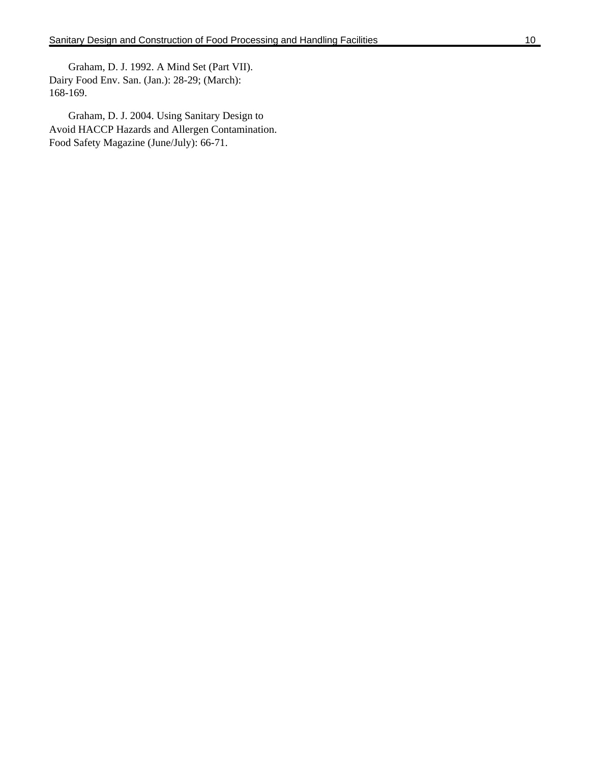Graham, D. J. 1992. A Mind Set (Part VII). Dairy Food Env. San. (Jan.): 28-29; (March): 168-169.

Graham, D. J. 2004. Using Sanitary Design to Avoid HACCP Hazards and Allergen Contamination. Food Safety Magazine (June/July): 66-71.